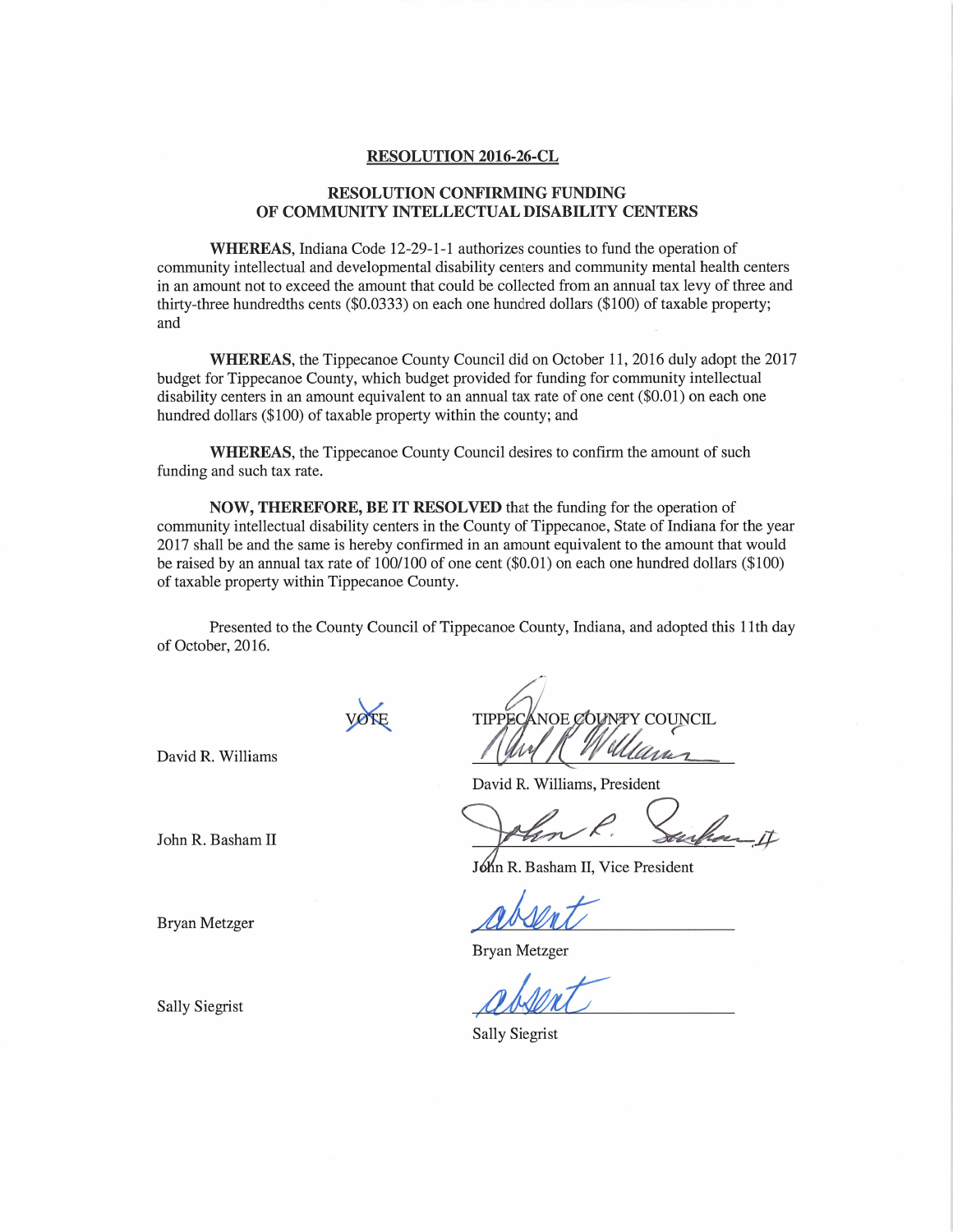## RESOLUTION 2016-26-CL

### RESOLUTION CONFIRMING FUNDING OF COMMUNITY INTELLECTUAL DISABILITY CENTERS

**WHEREAS**, Indiana Code 12-29-1-1 authorizes counties to fund the operation of community intellectual and developmental disability centers and community mental health centers in an amount not to exceed the amount that could be collected from an annual tax levy of three and thirty-three hundredths cents ($0.0333) on each one hundred dollars ($100) of taxable property; and

**WHEREAS**, the Tippecanoe County Council did on October 11, 2016 duly adopt the 2017 budget for Tippecanoe County, which budget provided for funding for community intellectual disability centers in an amount equivalent to an annual tax rate of one cent ($0.01) on each one hundred dollars ($100) of taxable property within the county; and

**WHEREAS**, the Tippecanoe County Council desires to confirm the amount of such funding and such tax rate.

**NOW, THEREFORE, BE IT RESOLVED** that the funding for the operation of community intellectual disability centers in the County of Tippecanoe, State of Indiana for the year 2017 shall be and the same is hereby confirmed in an amount equivalent to the amount that would be raised by an annual tax rate of 100/100 of one cent ($0.01) on each one hundred dollars ($100) of taxable property within Tippecanoe County.

Presented to the County Council of Tippecanoe County, Indiana, and adopted this 11th day of October, 2016.

| | VOTE | TIPPECANOE COUNTY COUNCIL |
|---|---|---|
| David R. Williams | | David R. Williams, President |
| John R. Basham II | | John R. Basham II, Vice President |
| Bryan Metzger | | absent<br>Bryan Metzger |
| Sally Siegrist | | absent<br>Sally Siegrist |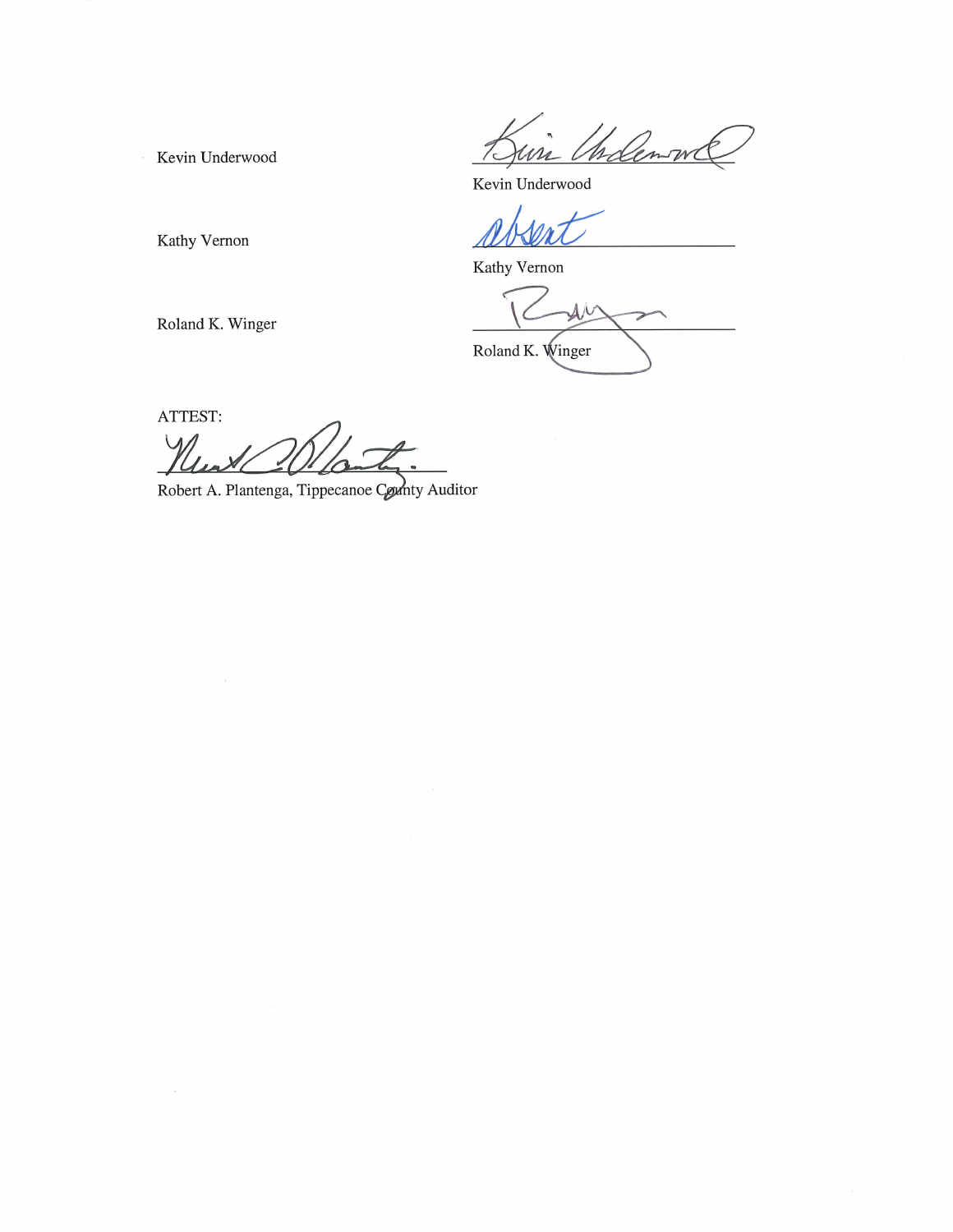Kevin Underwood

Kevin Underwood

Kathy Vernon

absent

Kathy Vernon

Roland K. Winger

Roland K. Winger

ATTEST:

Robert A. Plantenga, Tippecanoe County Auditor